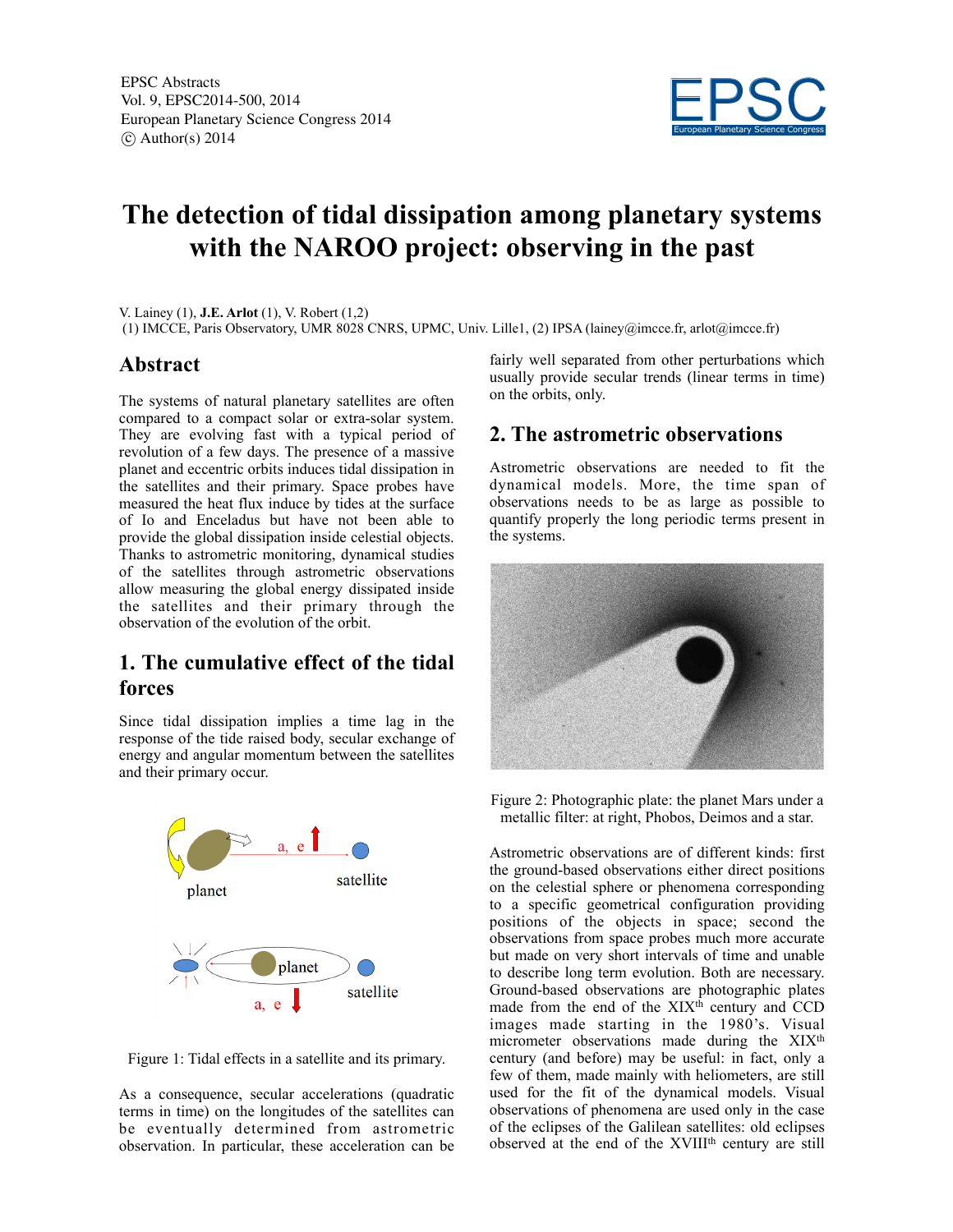EPSC Abstracts
Vol. 9, EPSC2014-500, 2014
European Planetary Science Congress 2014
© Author(s) 2014

# The detection of tidal dissipation among planetary systems with the NAROO project: observing in the past

V. Lainey (1), **J.E. Arlot** (1), V. Robert (1,2)
(1) IMCCE, Paris Observatory, UMR 8028 CNRS, UPMC, Univ. Lille1, (2) IPSA (lainey@imcce.fr, arlot@imcce.fr)

## Abstract

The systems of natural planetary satellites are often compared to a compact solar or extra-solar system. They are evolving fast with a typical period of revolution of a few days. The presence of a massive planet and eccentric orbits induces tidal dissipation in the satellites and their primary. Space probes have measured the heat flux induce by tides at the surface of Io and Enceladus but have not been able to provide the global dissipation inside celestial objects. Thanks to astrometric monitoring, dynamical studies of the satellites through astrometric observations allow measuring the global energy dissipated inside the satellites and their primary through the observation of the evolution of the orbit.

## 1. The cumulative effect of the tidal forces

Since tidal dissipation implies a time lag in the response of the tide raised body, secular exchange of energy and angular momentum between the satellites and their primary occur.

Figure 1: Tidal effects in a satellite and its primary.

As a consequence, secular accelerations (quadratic terms in time) on the longitudes of the satellites can be eventually determined from astrometric observation. In particular, these acceleration can be fairly well separated from other perturbations which usually provide secular trends (linear terms in time) on the orbits, only.

## 2. The astrometric observations

Astrometric observations are needed to fit the dynamical models. More, the time span of observations needs to be as large as possible to quantify properly the long periodic terms present in the systems.

Figure 2: Photographic plate: the planet Mars under a metallic filter: at right, Phobos, Deimos and a star.

Astrometric observations are of different kinds: first the ground-based observations either direct positions on the celestial sphere or phenomena corresponding to a specific geometrical configuration providing positions of the objects in space; second the observations from space probes much more accurate but made on very short intervals of time and unable to describe long term evolution. Both are necessary. Ground-based observations are photographic plates made from the end of the XIX$^{th}$ century and CCD images made starting in the 1980's. Visual micrometer observations made during the XIX$^{th}$ century (and before) may be useful: in fact, only a few of them, made mainly with heliometers, are still used for the fit of the dynamical models. Visual observations of phenomena are used only in the case of the eclipses of the Galilean satellites: old eclipses observed at the end of the XVIII$^{th}$ century are still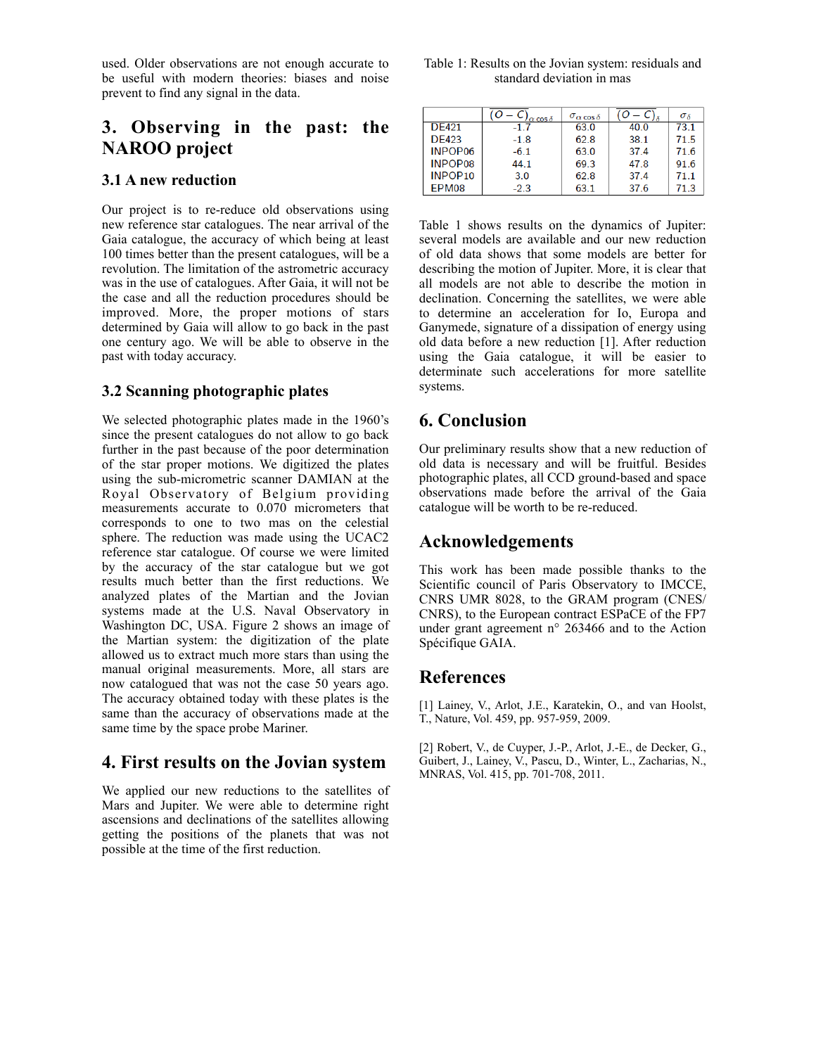used. Older observations are not enough accurate to be useful with modern theories: biases and noise prevent to find any signal in the data.

## 3. Observing in the past: the NAROO project

### 3.1 A new reduction

Our project is to re-reduce old observations using new reference star catalogues. The near arrival of the Gaia catalogue, the accuracy of which being at least 100 times better than the present catalogues, will be a revolution. The limitation of the astrometric accuracy was in the use of catalogues. After Gaia, it will not be the case and all the reduction procedures should be improved. More, the proper motions of stars determined by Gaia will allow to go back in the past one century ago. We will be able to observe in the past with today accuracy.

### 3.2 Scanning photographic plates

We selected photographic plates made in the 1960's since the present catalogues do not allow to go back further in the past because of the poor determination of the star proper motions. We digitized the plates using the sub-micrometric scanner DAMIAN at the Royal Observatory of Belgium providing measurements accurate to 0.070 micrometers that corresponds to one to two mas on the celestial sphere. The reduction was made using the UCAC2 reference star catalogue. Of course we were limited by the accuracy of the star catalogue but we got results much better than the first reductions. We analyzed plates of the Martian and the Jovian systems made at the U.S. Naval Observatory in Washington DC, USA. Figure 2 shows an image of the Martian system: the digitization of the plate allowed us to extract much more stars than using the manual original measurements. More, all stars are now catalogued that was not the case 50 years ago. The accuracy obtained today with these plates is the same than the accuracy of observations made at the same time by the space probe Mariner.

## 4. First results on the Jovian system

We applied our new reductions to the satellites of Mars and Jupiter. We were able to determine right ascensions and declinations of the satellites allowing getting the positions of the planets that was not possible at the time of the first reduction.

Table 1: Results on the Jovian system: residuals and standard deviation in mas

| | $\overline{(O-C)}_{\alpha\cos\delta}$ | $\sigma_{\alpha\cos\delta}$ | $\overline{(O-C)}_{\delta}$ | $\sigma_{\delta}$ |
|---|---|---|---|---|
| DE421 | -1.7 | 63.0 | 40.0 | 73.1 |
| DE423 | -1.8 | 62.8 | 38.1 | 71.5 |
| INPOP06 | -6.1 | 63.0 | 37.4 | 71.6 |
| INPOP08 | 44.1 | 69.3 | 47.8 | 91.6 |
| INPOP10 | 3.0 | 62.8 | 37.4 | 71.1 |
| EPM08 | -2.3 | 63.1 | 37.6 | 71.3 |

Table 1 shows results on the dynamics of Jupiter: several models are available and our new reduction of old data shows that some models are better for describing the motion of Jupiter. More, it is clear that all models are not able to describe the motion in declination. Concerning the satellites, we were able to determine an acceleration for Io, Europa and Ganymede, signature of a dissipation of energy using old data before a new reduction [1]. After reduction using the Gaia catalogue, it will be easier to determinate such accelerations for more satellite systems.

## 6. Conclusion

Our preliminary results show that a new reduction of old data is necessary and will be fruitful. Besides photographic plates, all CCD ground-based and space observations made before the arrival of the Gaia catalogue will be worth to be re-reduced.

## Acknowledgements

This work has been made possible thanks to the Scientific council of Paris Observatory to IMCCE, CNRS UMR 8028, to the GRAM program (CNES/CNRS), to the European contract ESPaCE of the FP7 under grant agreement n° 263466 and to the Action Spécifique GAIA.

## References

[1] Lainey, V., Arlot, J.E., Karatekin, O., and van Hoolst, T., Nature, Vol. 459, pp. 957-959, 2009.

[2] Robert, V., de Cuyper, J.-P., Arlot, J.-E., de Decker, G., Guibert, J., Lainey, V., Pascu, D., Winter, L., Zacharias, N., MNRAS, Vol. 415, pp. 701-708, 2011.